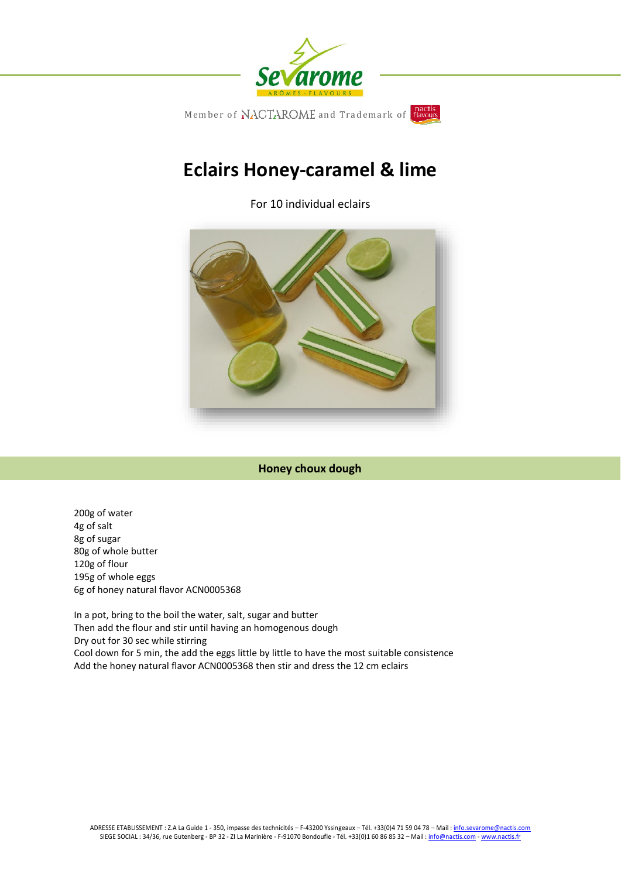Member of NACTAROME and Trademark of nactis flavours

# Eclairs Honey-caramel & lime

For 10 individual eclairs

## Honey choux dough

200g of water
4g of salt
8g of sugar
80g of whole butter
120g of flour
195g of whole eggs
6g of honey natural flavor ACN0005368

In a pot, bring to the boil the water, salt, sugar and butter
Then add the flour and stir until having an homogenous dough
Dry out for 30 sec while stirring
Cool down for 5 min, the add the eggs little by little to have the most suitable consistence
Add the honey natural flavor ACN0005368 then stir and dress the 12 cm eclairs

ADRESSE ETABLISSEMENT : Z.A La Guide 1 - 350, impasse des technicités – F-43200 Yssingeaux – Tél. +33(0)4 71 59 04 78 – Mail : info.sevarome@nactis.com
SIEGE SOCIAL : 34/36, rue Gutenberg - BP 32 - ZI La Marinière - F-91070 Bondoufle - Tél. +33(0)1 60 86 85 32 – Mail : info@nactis.com - www.nactis.fr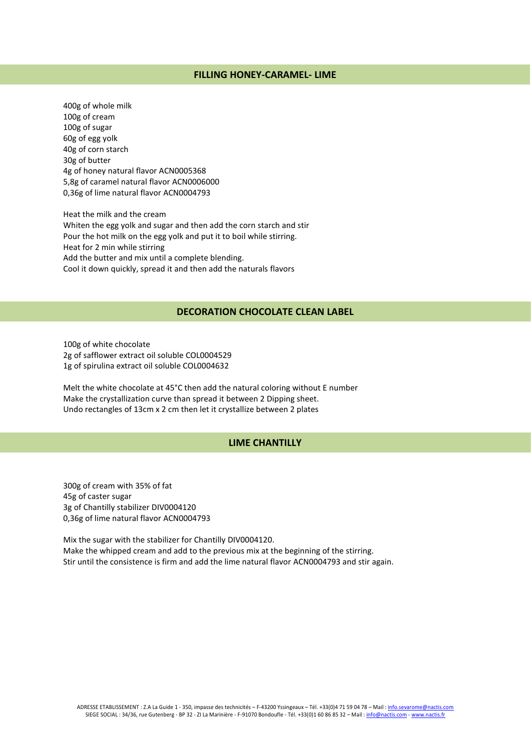## FILLING HONEY-CARAMEL- LIME

400g of whole milk
100g of cream
100g of sugar
60g of egg yolk
40g of corn starch
30g of butter
4g of honey natural flavor ACN0005368
5,8g of caramel natural flavor ACN0006000
0,36g of lime natural flavor ACN0004793

Heat the milk and the cream
Whiten the egg yolk and sugar and then add the corn starch and stir
Pour the hot milk on the egg yolk and put it to boil while stirring.
Heat for 2 min while stirring
Add the butter and mix until a complete blending.
Cool it down quickly, spread it and then add the naturals flavors

## DECORATION CHOCOLATE CLEAN LABEL

100g of white chocolate
2g of safflower extract oil soluble COL0004529
1g of spirulina extract oil soluble COL0004632

Melt the white chocolate at 45°C then add the natural coloring without E number
Make the crystallization curve than spread it between 2 Dipping sheet.
Undo rectangles of 13cm x 2 cm then let it crystallize between 2 plates

## LIME CHANTILLY

300g of cream with 35% of fat
45g of caster sugar
3g of Chantilly stabilizer DIV0004120
0,36g of lime natural flavor ACN0004793

Mix the sugar with the stabilizer for Chantilly DIV0004120.
Make the whipped cream and add to the previous mix at the beginning of the stirring.
Stir until the consistence is firm and add the lime natural flavor ACN0004793 and stir again.